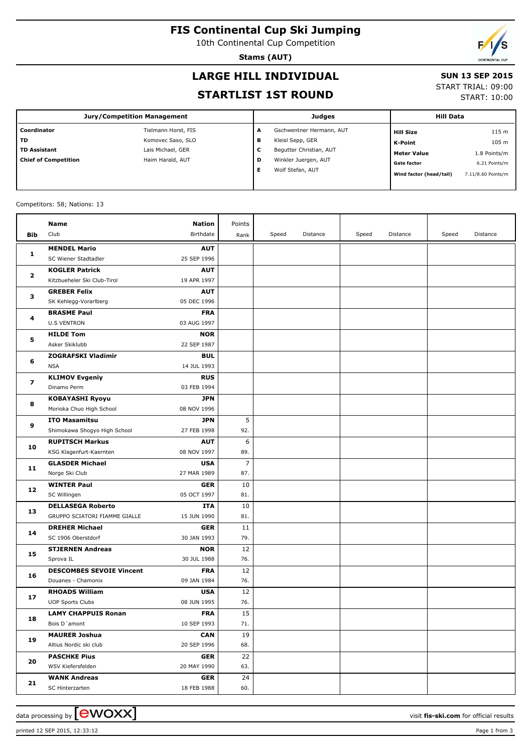# FIS Continental Cup Ski Jumping

10th Continental Cup Competition

**Stams (AUT)**

## LARGE HILL INDIVIDUAL

## STARTLIST 1ST ROUND

**SUN 13 SEP 2015**

START TRIAL: 09:00

START: 10:00

| Jury/Competition Management | | Judges | | Hill Data | |
|---|---|---|---|---|---|
| **Coordinator** | Tielmann Horst, FIS | **A** | Gschwentner Hermann, AUT | **Hill Size** | 115 m |
| **TD** | Komovec Saso, SLO | **B** | Kleisl Sepp, GER | **K-Point** | 105 m |
| **TD Assistant** | Lais Michael, GER | **C** | Begutter Christian, AUT | **Meter Value** | 1.8 Points/m |
| **Chief of Competition** | Haim Harald, AUT | **D** | Winkler Juergen, AUT | **Gate factor** | 6.21 Points/m |
| | | **E** | Wolf Stefan, AUT | **Wind factor (head/tail)** | 7.11/8.60 Points/m |

Competitors: 58; Nations: 13

| Bib | Name / Club | Nation / Birthdate | Points / Rank | Speed | Distance | Speed | Distance | Speed | Distance |
|---|---|---|---|---|---|---|---|---|---|
| **1** | **MENDEL Mario**<br>SC Wiener Stadtadler | **AUT**<br>25 SEP 1996 | | | | | | | |
| **2** | **KOGLER Patrick**<br>Kitzbueheler Ski Club-Tirol | **AUT**<br>19 APR 1997 | | | | | | | |
| **3** | **GREBER Felix**<br>SK Kehlegg-Vorarlberg | **AUT**<br>05 DEC 1996 | | | | | | | |
| **4** | **BRASME Paul**<br>U.S VENTRON | **FRA**<br>03 AUG 1997 | | | | | | | |
| **5** | **HILDE Tom**<br>Asker Skiklubb | **NOR**<br>22 SEP 1987 | | | | | | | |
| **6** | **ZOGRAFSKI Vladimir**<br>NSA | **BUL**<br>14 JUL 1993 | | | | | | | |
| **7** | **KLIMOV Evgeniy**<br>Dinamo Perm | **RUS**<br>03 FEB 1994 | | | | | | | |
| **8** | **KOBAYASHI Ryoyu**<br>Morioka Chuo High School | **JPN**<br>08 NOV 1996 | | | | | | | |
| **9** | **ITO Masamitsu**<br>Shimokawa Shogyo High School | **JPN**<br>27 FEB 1998 | 5<br>92. | | | | | | |
| **10** | **RUPITSCH Markus**<br>KSG Klagenfurt-Kaernten | **AUT**<br>08 NOV 1997 | 6<br>89. | | | | | | |
| **11** | **GLASDER Michael**<br>Norge Ski Club | **USA**<br>27 MAR 1989 | 7<br>87. | | | | | | |
| **12** | **WINTER Paul**<br>SC Willingen | **GER**<br>05 OCT 1997 | 10<br>81. | | | | | | |
| **13** | **DELLASEGA Roberto**<br>GRUPPO SCIATORI FIAMME GIALLE | **ITA**<br>15 JUN 1990 | 10<br>81. | | | | | | |
| **14** | **DREHER Michael**<br>SC 1906 Oberstdorf | **GER**<br>30 JAN 1993 | 11<br>79. | | | | | | |
| **15** | **STJERNEN Andreas**<br>Sprova IL | **NOR**<br>30 JUL 1988 | 12<br>76. | | | | | | |
| **16** | **DESCOMBES SEVOIE Vincent**<br>Douanes - Chamonix | **FRA**<br>09 JAN 1984 | 12<br>76. | | | | | | |
| **17** | **RHOADS William**<br>UOP Sports Clubs | **USA**<br>08 JUN 1995 | 12<br>76. | | | | | | |
| **18** | **LAMY CHAPPUIS Ronan**<br>Bois D´amont | **FRA**<br>10 SEP 1993 | 15<br>71. | | | | | | |
| **19** | **MAURER Joshua**<br>Altius Nordic ski club | **CAN**<br>20 SEP 1996 | 19<br>68. | | | | | | |
| **20** | **PASCHKE Pius**<br>WSV Kiefersfelden | **GER**<br>20 MAY 1990 | 22<br>63. | | | | | | |
| **21** | **WANK Andreas**<br>SC Hinterzarten | **GER**<br>18 FEB 1988 | 24<br>60. | | | | | | |

data processing by ewoxx — visit **fis-ski.com** for official results

printed 12 SEP 2015, 12:33:12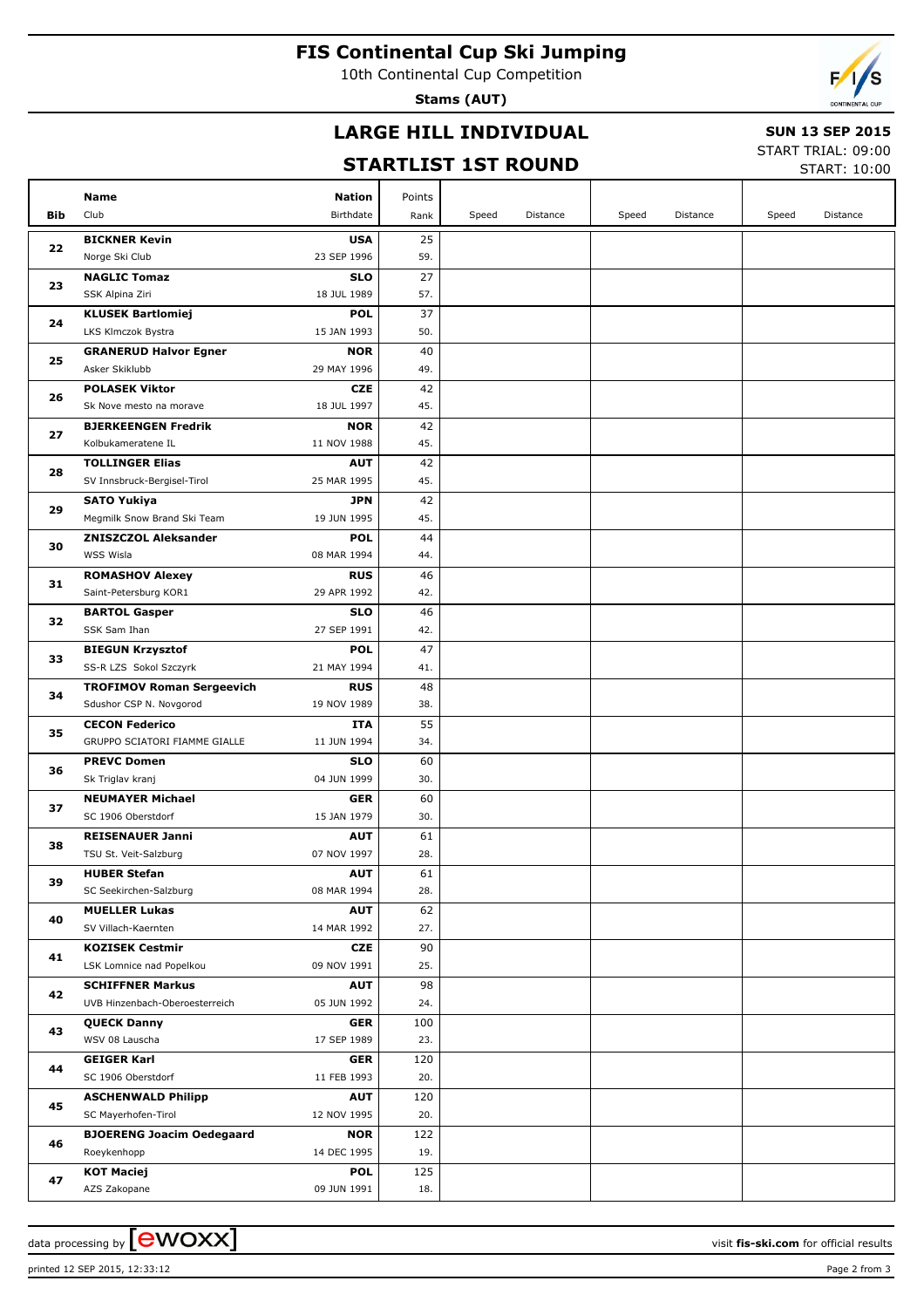# FIS Continental Cup Ski Jumping

10th Continental Cup Competition

**Stams (AUT)**

## LARGE HILL INDIVIDUAL

## STARTLIST 1ST ROUND

**SUN 13 SEP 2015**

START TRIAL: 09:00

START: 10:00

| Bib | Name / Club | Nation / Birthdate | Points / Rank | Speed | Distance | Speed | Distance | Speed | Distance |
|---|---|---|---|---|---|---|---|---|---|
| 22 | **BICKNER Kevin**<br>Norge Ski Club | **USA**<br>23 SEP 1996 | 25<br>59. | | | | | | |
| 23 | **NAGLIC Tomaz**<br>SSK Alpina Ziri | **SLO**<br>18 JUL 1989 | 27<br>57. | | | | | | |
| 24 | **KLUSEK Bartlomiej**<br>LKS Klmczok Bystra | **POL**<br>15 JAN 1993 | 37<br>50. | | | | | | |
| 25 | **GRANERUD Halvor Egner**<br>Asker Skiklubb | **NOR**<br>29 MAY 1996 | 40<br>49. | | | | | | |
| 26 | **POLASEK Viktor**<br>Sk Nove mesto na morave | **CZE**<br>18 JUL 1997 | 42<br>45. | | | | | | |
| 27 | **BJERKEENGEN Fredrik**<br>Kolbukameratene IL | **NOR**<br>11 NOV 1988 | 42<br>45. | | | | | | |
| 28 | **TOLLINGER Elias**<br>SV Innsbruck-Bergisel-Tirol | **AUT**<br>25 MAR 1995 | 42<br>45. | | | | | | |
| 29 | **SATO Yukiya**<br>Megmilk Snow Brand Ski Team | **JPN**<br>19 JUN 1995 | 42<br>45. | | | | | | |
| 30 | **ZNISZCZOL Aleksander**<br>WSS Wisla | **POL**<br>08 MAR 1994 | 44<br>44. | | | | | | |
| 31 | **ROMASHOV Alexey**<br>Saint-Petersburg KOR1 | **RUS**<br>29 APR 1992 | 46<br>42. | | | | | | |
| 32 | **BARTOL Gasper**<br>SSK Sam Ihan | **SLO**<br>27 SEP 1991 | 46<br>42. | | | | | | |
| 33 | **BIEGUN Krzysztof**<br>SS-R LZS Sokol Szczyrk | **POL**<br>21 MAY 1994 | 47<br>41. | | | | | | |
| 34 | **TROFIMOV Roman Sergeevich**<br>Sdushor CSP N. Novgorod | **RUS**<br>19 NOV 1989 | 48<br>38. | | | | | | |
| 35 | **CECON Federico**<br>GRUPPO SCIATORI FIAMME GIALLE | **ITA**<br>11 JUN 1994 | 55<br>34. | | | | | | |
| 36 | **PREVC Domen**<br>Sk Triglav kranj | **SLO**<br>04 JUN 1999 | 60<br>30. | | | | | | |
| 37 | **NEUMAYER Michael**<br>SC 1906 Oberstdorf | **GER**<br>15 JAN 1979 | 60<br>30. | | | | | | |
| 38 | **REISENAUER Janni**<br>TSU St. Veit-Salzburg | **AUT**<br>07 NOV 1997 | 61<br>28. | | | | | | |
| 39 | **HUBER Stefan**<br>SC Seekirchen-Salzburg | **AUT**<br>08 MAR 1994 | 61<br>28. | | | | | | |
| 40 | **MUELLER Lukas**<br>SV Villach-Kaernten | **AUT**<br>14 MAR 1992 | 62<br>27. | | | | | | |
| 41 | **KOZISEK Cestmir**<br>LSK Lomnice nad Popelkou | **CZE**<br>09 NOV 1991 | 90<br>25. | | | | | | |
| 42 | **SCHIFFNER Markus**<br>UVB Hinzenbach-Oberoesterreich | **AUT**<br>05 JUN 1992 | 98<br>24. | | | | | | |
| 43 | **QUECK Danny**<br>WSV 08 Lauscha | **GER**<br>17 SEP 1989 | 100<br>23. | | | | | | |
| 44 | **GEIGER Karl**<br>SC 1906 Oberstdorf | **GER**<br>11 FEB 1993 | 120<br>20. | | | | | | |
| 45 | **ASCHENWALD Philipp**<br>SC Mayerhofen-Tirol | **AUT**<br>12 NOV 1995 | 120<br>20. | | | | | | |
| 46 | **BJOERENG Joacim Oedegaard**<br>Roeykenhopp | **NOR**<br>14 DEC 1995 | 122<br>19. | | | | | | |
| 47 | **KOT Maciej**<br>AZS Zakopane | **POL**<br>09 JUN 1991 | 125<br>18. | | | | | | |

data processing by ewoxx — visit **fis-ski.com** for official results

printed 12 SEP 2015, 12:33:12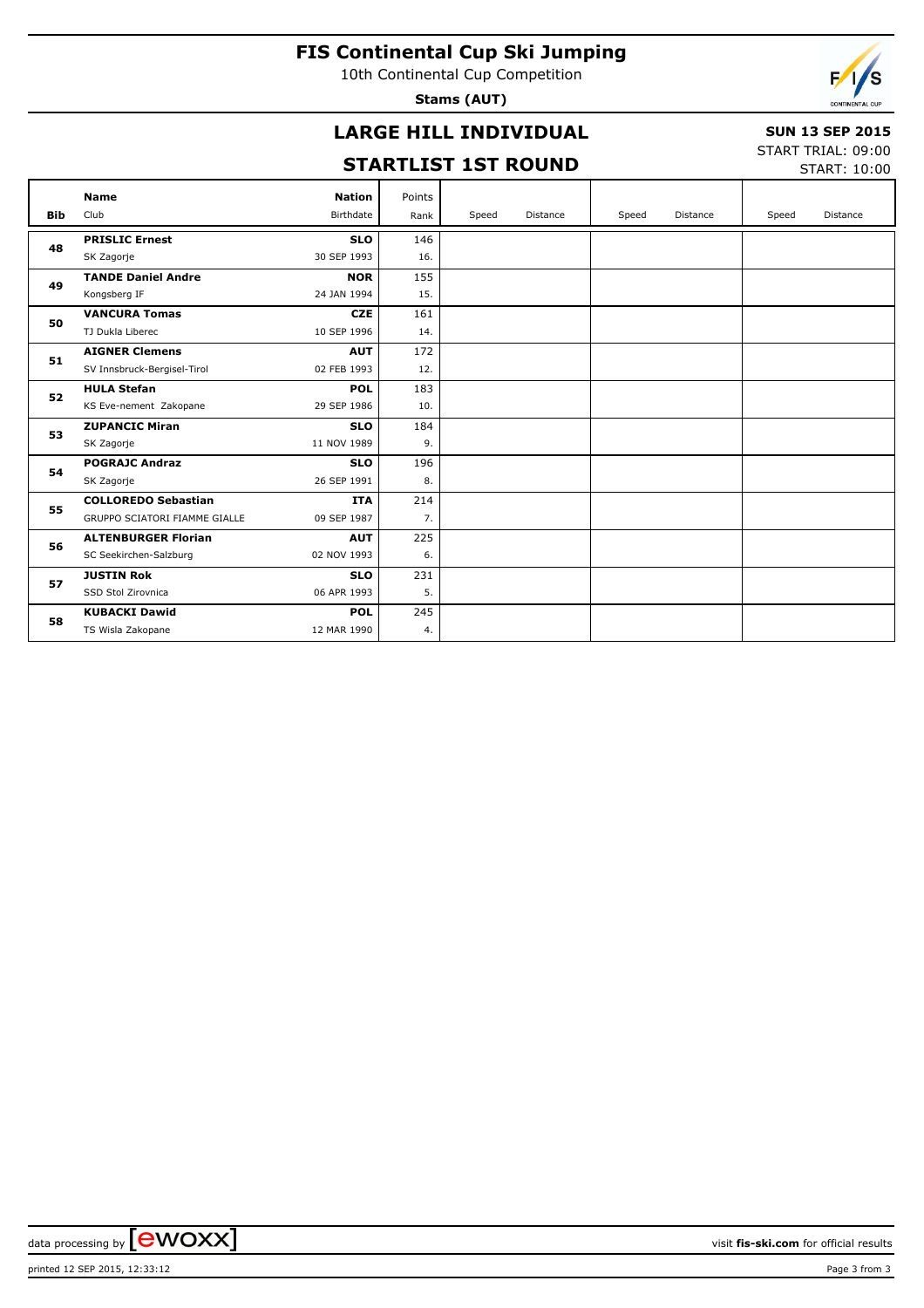# FIS Continental Cup Ski Jumping

10th Continental Cup Competition

**Stams (AUT)**

## LARGE HILL INDIVIDUAL

**SUN 13 SEP 2015**

START TRIAL: 09:00

START: 10:00

## STARTLIST 1ST ROUND

| Bib | Name / Club | Nation / Birthdate | Points / Rank | Speed | Distance | Speed | Distance | Speed | Distance |
|---|---|---|---|---|---|---|---|---|---|
| 48 | **PRISLIC Ernest** SK Zagorje | **SLO** 30 SEP 1993 | 146 16. | | | | | | |
| 49 | **TANDE Daniel Andre** Kongsberg IF | **NOR** 24 JAN 1994 | 155 15. | | | | | | |
| 50 | **VANCURA Tomas** TJ Dukla Liberec | **CZE** 10 SEP 1996 | 161 14. | | | | | | |
| 51 | **AIGNER Clemens** SV Innsbruck-Bergisel-Tirol | **AUT** 02 FEB 1993 | 172 12. | | | | | | |
| 52 | **HULA Stefan** KS Eve-nement Zakopane | **POL** 29 SEP 1986 | 183 10. | | | | | | |
| 53 | **ZUPANCIC Miran** SK Zagorje | **SLO** 11 NOV 1989 | 184 9. | | | | | | |
| 54 | **POGRAJC Andraz** SK Zagorje | **SLO** 26 SEP 1991 | 196 8. | | | | | | |
| 55 | **COLLOREDO Sebastian** GRUPPO SCIATORI FIAMME GIALLE | **ITA** 09 SEP 1987 | 214 7. | | | | | | |
| 56 | **ALTENBURGER Florian** SC Seekirchen-Salzburg | **AUT** 02 NOV 1993 | 225 6. | | | | | | |
| 57 | **JUSTIN Rok** SSD Stol Zirovnica | **SLO** 06 APR 1993 | 231 5. | | | | | | |
| 58 | **KUBACKI Dawid** TS Wisla Zakopane | **POL** 12 MAR 1990 | 245 4. | | | | | | |

data processing by ewoxx

visit **fis-ski.com** for official results

printed 12 SEP 2015, 12:33:12